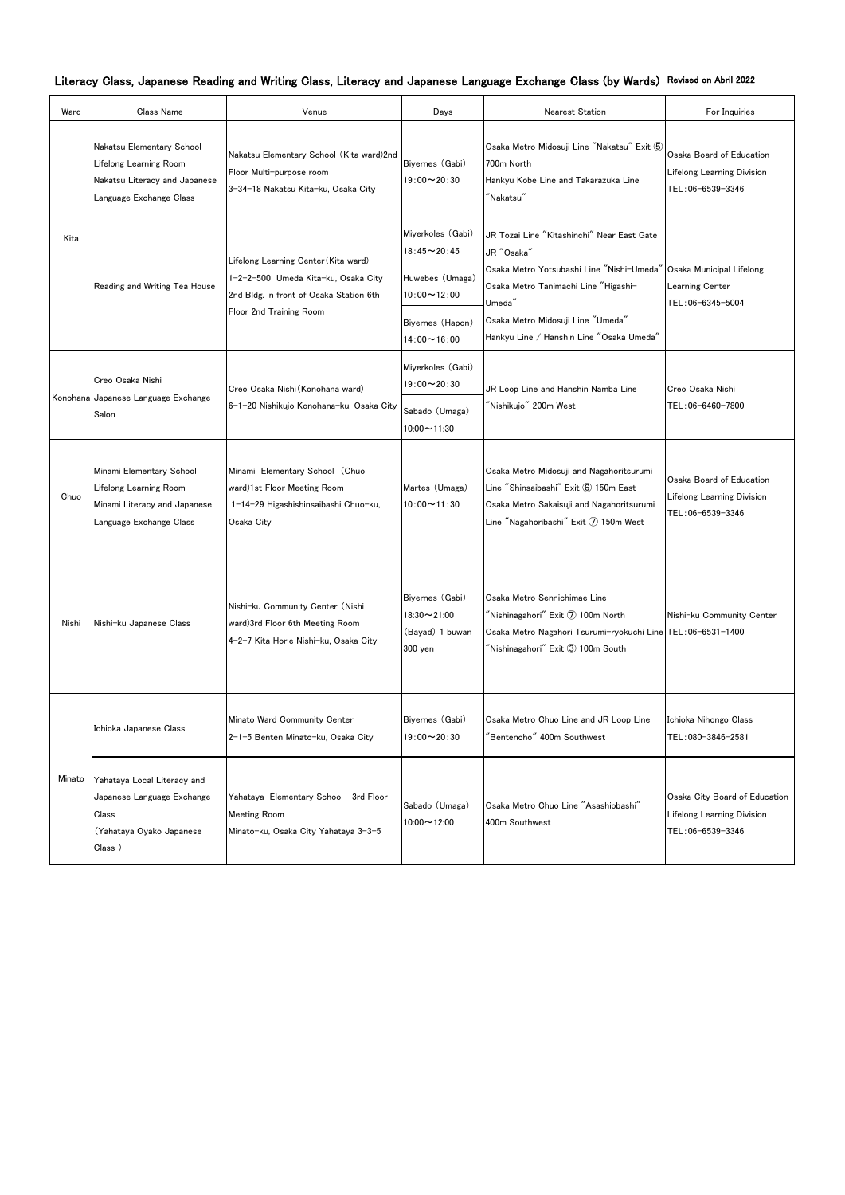## Literacy Class, Japanese Reading and Writing Class, Literacy and Japanese Language Exchange Class (by Wards) Revised on Abril 2022

| Ward | Class Name | Venue | Days | Nearest Station | For Inquiries |
|---|---|---|---|---|---|
| Kita | Nakatsu Elementary School Lifelong Learning Room<br>Nakatsu Literacy and Japanese Language Exchange Class | Nakatsu Elementary School (Kita ward)2nd Floor Multi-purpose room<br>3-34-18 Nakatsu Kita-ku, Osaka City | Biyernes (Gabi)<br>19:00～20:30 | Osaka Metro Midosujl Line "Nakatsu" Exit ⑤ 700m North<br>Hankyu Kobe Line and Takarazuka Line "Nakatsu" | Osaka Board of Education<br>Lifelong Learning Division<br>TEL:06-6539-3346 |
| | Reading and Writing Tea House | Lifelong Learning Center(Kita ward)<br>1-2-2-500 Umeda Kita-ku, Osaka City<br>2nd Bldg. in front of Osaka Station 6th Floor 2nd Training Room | Miyerkoles (Gabi)<br>18:45～20:45<br>Huwebes (Umaga)<br>10:00～12:00<br>Biyernes (Hapon)<br>14:00～16:00 | JR Tozai Line "Kitashinchi" Near East Gate<br>JR "Osaka"<br>Osaka Metro Yotsubashi Line "Nishi-Umeda"<br>Osaka Metro Tanimachi Line "Higashi-Umeda"<br>Osaka Metro Midosuji Line "Umeda"<br>Hankyu Line / Hanshin Line "Osaka Umeda" | Osaka Municipal Lifelong Learning Center<br>TEL:06-6345-5004 |
| Konohana | Creo Osaka Nishi Japanese Language Exchange Salon | Creo Osaka Nishi(Konohana ward)<br>6-1-20 Nishikujo Konohana-ku, Osaka City | Miyerkoles (Gabi)<br>19:00～20:30<br>Sabado (Umaga)<br>10:00～11:30 | JR Loop Line and Hanshin Namba Line "Nishikujo" 200m West | Creo Osaka Nishi<br>TEL:06-6460-7800 |
| Chuo | Minami Elementary School Lifelong Learning Room<br>Minami Literacy and Japanese Language Exchange Class | Minami Elementary School (Chuo ward)1st Floor Meeting Room<br>1-14-29 Higashishinsaibashi Chuo-ku, Osaka City | Martes (Umaga)<br>10:00～11:30 | Osaka Metro Midosuji and Nagahoritsurumi Line "Shinsaibashi" Exit ⑥ 150m East<br>Osaka Metro Sakaisuji and Nagahoritsurumi Line "Nagahoribashi" Exit ⑦ 150m West | Osaka Board of Education<br>Lifelong Learning Division<br>TEL:06-6539-3346 |
| Nishi | Nishi-ku Japanese Class | Nishi-ku Community Center (Nishi ward)3rd Floor 6th Meeting Room<br>4-2-7 Kita Horie Nishi-ku, Osaka City | Biyernes (Gabi)<br>18:30～21:00<br>(Bayad) 1 buwan 300 yen | Osaka Metro Sennichimae Line "Nishinagahori" Exit ⑦ 100m North<br>Osaka Metro Nagahori Tsurumi-ryokuchi Line "Nishinagahori" Exit ③ 100m South | Nishi-ku Community Center<br>TEL:06-6531-1400 |
| Minato | Ichioka Japanese Class | Minato Ward Community Center<br>2-1-5 Benten Minato-ku, Osaka City | Biyernes (Gabi)<br>19:00～20:30 | Osaka Metro Chuo Line and JR Loop Line "Bentencho" 400m Southwest | Ichioka Nihongo Class<br>TEL:080-3846-2581 |
| | Yahataya Local Literacy and Japanese Language Exchange Class<br>(Yahataya Oyako Japanese Class ) | Yahataya Elementary School 3rd Floor Meeting Room<br>Minato-ku, Osaka City Yahataya 3-3-5 | Sabado (Umaga)<br>10:00～12:00 | Osaka Metro Chuo Line "Asashiobashi" 400m Southwest | Osaka City Board of Education<br>Lifelong Learning Division<br>TEL:06-6539-3346 |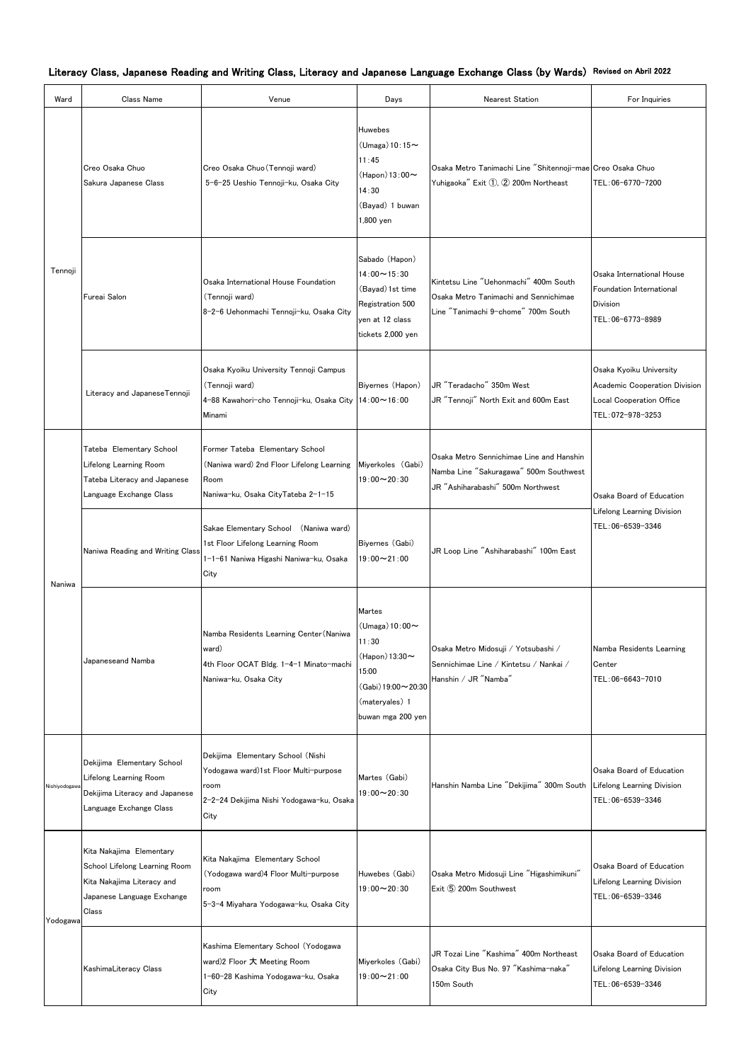## Literacy Class, Japanese Reading and Writing Class, Literacy and Japanese Language Exchange Class (by Wards) Revised on Abril 2022

| Ward | Class Name | Venue | Days | Nearest Station | For Inquiries |
|---|---|---|---|---|---|
| Tennoji | Creo Osaka Chuo Sakura Japanese Class | Creo Osaka Chuo(Tennoji ward) 5-6-25 Ueshio Tennoji-ku, Osaka City | Huwebes (Umaga)10:15～11:45 (Hapon)13:00～14:30 (Bayad) 1 buwan 1,800 yen | Osaka Metro Tanimachi Line "Shitennoji-mae Yuhigaoka" Exit ①, ② 200m Northeast | Creo Osaka Chuo TEL:06-6770-7200 |
| | Fureai Salon | Osaka International House Foundation (Tennoji ward) 8-2-6 Uehonmachi Tennoji-ku, Osaka City | Sabado (Hapon) 14:00～15:30 (Bayad)1st time Registration 500 yen at 12 class tickets 2,000 yen | Kintetsu Line "Uehonmachi" 400m South Osaka Metro Tanimachi and Sennichimae Line "Tanimachi 9-chome" 700m South | Osaka International House Foundation International Division TEL:06-6773-8989 |
| | Literacy and JapaneseTennoji | Osaka Kyoiku University Tennoji Campus (Tennoji ward) 4-88 Kawahori-cho Tennoji-ku, Osaka City Minami | Biyernes (Hapon) 14:00～16:00 | JR "Teradacho" 350m West JR "Tennoji" North Exit and 600m East | Osaka Kyoiku University Academic Cooperation Division Local Cooperation Office TEL:072-978-3253 |
| Naniwa | Tateba Elementary School Lifelong Learning Room Tateba Literacy and Japanese Language Exchange Class | Former Tateba Elementary School (Naniwa ward) 2nd Floor Lifelong Learning Room Naniwa-ku, Osaka CityTateba 2-1-15 | Miyerkoles (Gabi) 19:00～20:30 | Osaka Metro Sennichimae Line and Hanshin Namba Line "Sakuragawa" 500m Southwest JR "Ashiharabashi" 500m Northwest | Osaka Board of Education Lifelong Learning Division TEL:06-6539-3346 |
| | Naniwa Reading and Writing Class | Sakae Elementary School (Naniwa ward) 1st Floor Lifelong Learning Room 1-1-61 Naniwa Higashi Naniwa-ku, Osaka City | Biyernes (Gabi) 19:00～21:00 | JR Loop Line "Ashiharabashi" 100m East | |
| | Japaneseand Namba | Namba Residents Learning Center(Naniwa ward) 4th Floor OCAT Bldg. 1-4-1 Minato-machi Naniwa-ku, Osaka City | Martes (Umaga)10:00～11:30 (Hapon)13:30～15:00 (Gabi)19:00～20:30 (materyales) 1 buwan mga 200 yen | Osaka Metro Midosuji / Yotsubashi / Sennichimae Line / Kintetsu / Nankai / Hanshin / JR "Namba" | Namba Residents Learning Center TEL:06-6643-7010 |
| Nishiyodogawa | Dekijima Elementary School Lifelong Learning Room Dekijima Literacy and Japanese Language Exchange Class | Dekijima Elementary School (Nishi Yodogawa ward)1st Floor Multi-purpose room 2-2-24 Dekijima Nishi Yodogawa-ku, Osaka City | Martes (Gabi) 19:00～20:30 | Hanshin Namba Line "Dekijima" 300m South | Osaka Board of Education Lifelong Learning Division TEL:06-6539-3346 |
| Yodogawa | Kita Nakajima Elementary School Lifelong Learning Room Kita Nakajima Literacy and Japanese Language Exchange Class | Kita Nakajima Elementary School (Yodogawa ward)4 Floor Multi-purpose room 5-3-4 Miyahara Yodogawa-ku, Osaka City | Huwebes (Gabi) 19:00～20:30 | Osaka Metro Midosuji Line "Higashimikuni" Exit ⑤ 200m Southwest | Osaka Board of Education Lifelong Learning Division TEL:06-6539-3346 |
| | KashimaLiteracy Class | Kashima Elementary School (Yodogawa ward)2 Floor 大 Meeting Room 1-60-28 Kashima Yodogawa-ku, Osaka City | Miyerkoles (Gabi) 19:00～21:00 | JR Tozai Line "Kashima" 400m Northeast Osaka City Bus No. 97 "Kashima-naka" 150m South | Osaka Board of Education Lifelong Learning Division TEL:06-6539-3346 |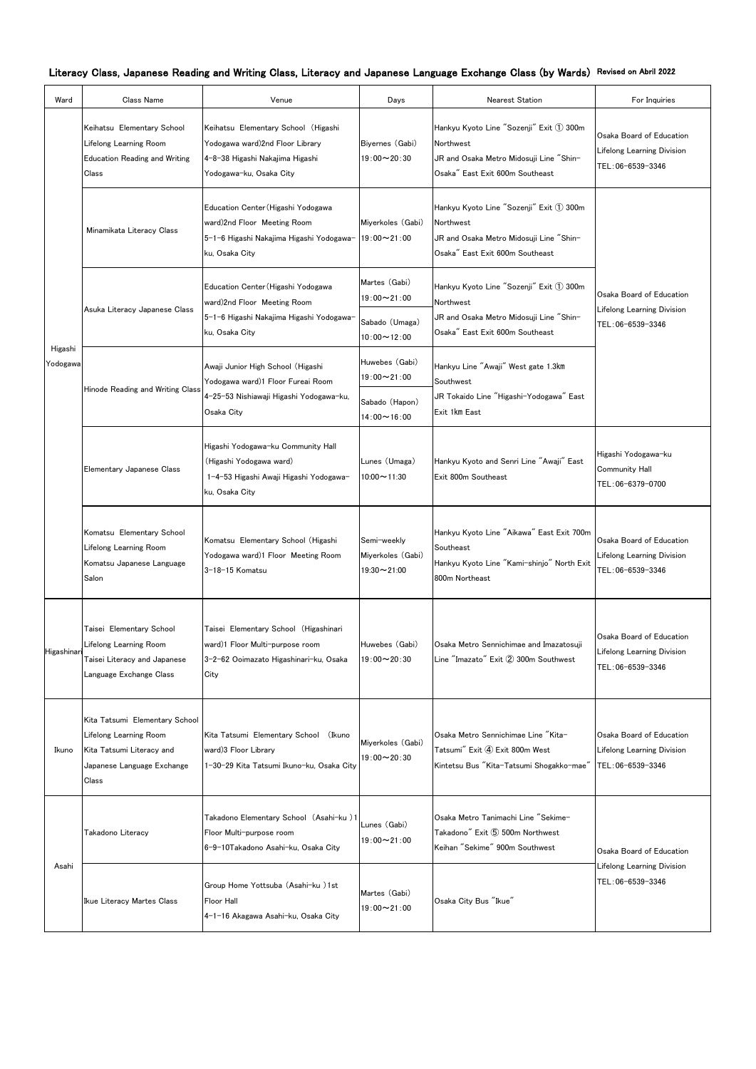## Literacy Class, Japanese Reading and Writing Class, Literacy and Japanese Language Exchange Class (by Wards) Revised on Abril 2022

| Ward | Class Name | Venue | Days | Nearest Station | For Inquiries |
|---|---|---|---|---|---|
| Higashi Yodogawa | Keihatsu Elementary School Lifelong Learning Room Education Reading and Writing Class | Keihatsu Elementary School (Higashi Yodogawa ward)2nd Floor Library 4-8-38 Higashi Nakajima Higashi Yodogawa-ku, Osaka City | Biyernes (Gabi) 19:00～20:30 | Hankyu Kyoto Line "Sozenji" Exit ① 300m Northwest JR and Osaka Metro Midosuji Line "Shin-Osaka" East Exit 600m Southeast | Osaka Board of Education Lifelong Learning Division TEL:06-6539-3346 |
| | Minamikata Literacy Class | Education Center(Higashi Yodogawa ward)2nd Floor Meeting Room 5-1-6 Higashi Nakajima Higashi Yodogawa-ku, Osaka City | Miyerkoles (Gabi) 19:00～21:00 | Hankyu Kyoto Line "Sozenji" Exit ① 300m Northwest JR and Osaka Metro Midosuji Line "Shin-Osaka" East Exit 600m Southeast | Osaka Board of Education Lifelong Learning Division TEL:06-6539-3346 |
| | Asuka Literacy Japanese Class | Education Center(Higashi Yodogawa ward)2nd Floor Meeting Room 5-1-6 Higashi Nakajima Higashi Yodogawa-ku, Osaka City | Martes (Gabi) 19:00～21:00 Sabado (Umaga) 10:00～12:00 | Hankyu Kyoto Line "Sozenji" Exit ① 300m Northwest JR and Osaka Metro Midosuji Line "Shin-Osaka" East Exit 600m Southeast | |
| | Hinode Reading and Writing Class | Awaji Junior High School (Higashi Yodogawa ward)1 Floor Fureai Room 4-25-53 Nishiawaji Higashi Yodogawa-ku, Osaka City | Huwebes (Gabi) 19:00～21:00 Sabado (Hapon) 14:00～16:00 | Hankyu Line "Awaji" West gate 1.3㎞ Southwest JR Tokaido Line "Higashi-Yodogawa" East Exit 1㎞ East | |
| | Elementary Japanese Class | Higashi Yodogawa-ku Community Hall (Higashi Yodogawa ward) 1-4-53 Higashi Awaji Higashi Yodogawa-ku, Osaka City | Lunes (Umaga) 10:00～11:30 | Hankyu Kyoto and Senri Line "Awaji" East Exit 800m Southeast | Higashi Yodogawa-ku Community Hall TEL:06-6379-0700 |
| | Komatsu Elementary School Lifelong Learning Room Komatsu Japanese Language Salon | Komatsu Elementary School (Higashi Yodogawa ward)1 Floor Meeting Room 3-18-15 Komatsu | Semi-weekly Miyerkoles (Gabi) 19:30～21:00 | Hankyu Kyoto Line "Aikawa" East Exit 700m Southeast Hankyu Kyoto Line "Kami-shinjo" North Exit 800m Northeast | Osaka Board of Education Lifelong Learning Division TEL:06-6539-3346 |
| Higashinari | Taisei Elementary School Lifelong Learning Room Taisei Literacy and Japanese Language Exchange Class | Taisei Elementary School (Higashinari ward)1 Floor Multi-purpose room 3-2-62 Ooimazato Higashinari-ku, Osaka City | Huwebes (Gabi) 19:00～20:30 | Osaka Metro Sennichimae and Imazatosuji Line "Imazato" Exit ② 300m Southwest | Osaka Board of Education Lifelong Learning Division TEL:06-6539-3346 |
| Ikuno | Kita Tatsumi Elementary School Lifelong Learning Room Kita Tatsumi Literacy and Japanese Language Exchange Class | Kita Tatsumi Elementary School (Ikuno ward)3 Floor Library 1-30-29 Kita Tatsumi Ikuno-ku, Osaka City | Miyerkoles (Gabi) 19:00～20:30 | Osaka Metro Sennichimae Line "Kita-Tatsumi" Exit ④ Exit 800m West Kintetsu Bus "Kita-Tatsumi Shogakko-mae" | Osaka Board of Education Lifelong Learning Division TEL:06-6539-3346 |
| Asahi | Takadono Literacy | Takadono Elementary School (Asahi-ku )1 Floor Multi-purpose room 6-9-10Takadono Asahi-ku, Osaka City | Lunes (Gabi) 19:00～21:00 | Osaka Metro Tanimachi Line "Sekime-Takadono" Exit ⑤ 500m Northwest Keihan "Sekime" 900m Southwest | Osaka Board of Education Lifelong Learning Division TEL:06-6539-3346 |
| | Ikue Literacy Martes Class | Group Home Yottsuba (Asahi-ku )1st Floor Hall 4-1-16 Akagawa Asahi-ku, Osaka City | Martes (Gabi) 19:00～21:00 | Osaka City Bus "Ikue" | |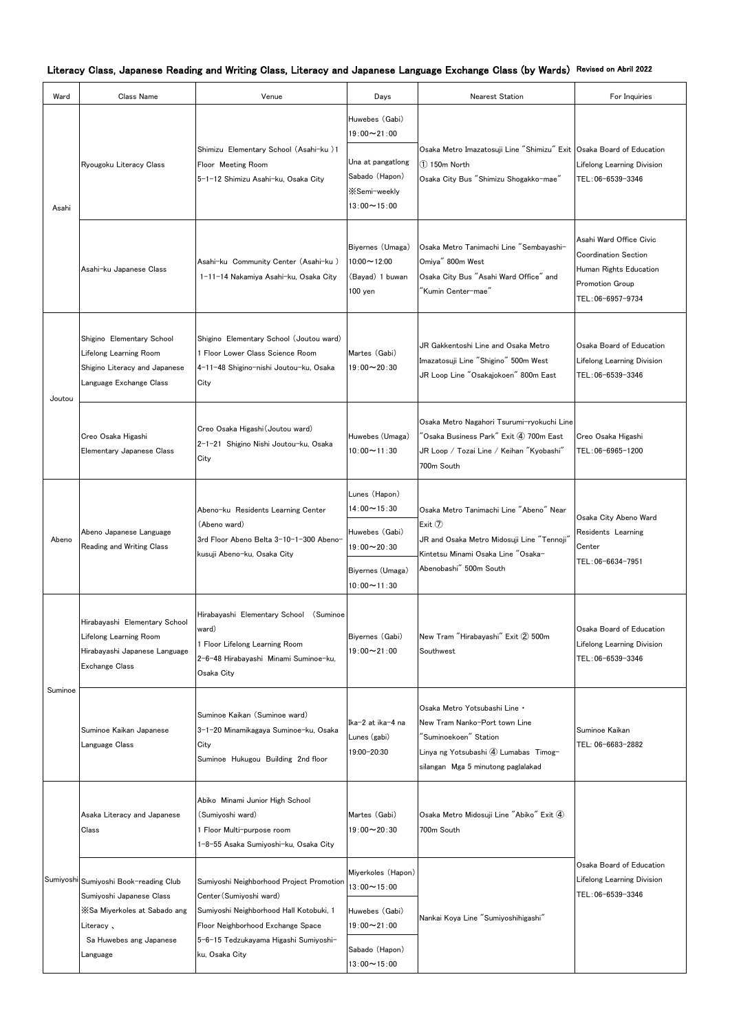## Literacy Class, Japanese Reading and Writing Class, Literacy and Japanese Language Exchange Class (by Wards) Revised on Abril 2022

| Ward | Class Name | Venue | Days | Nearest Station | For Inquiries |
|---|---|---|---|---|---|
| Asahi | Ryougoku Literacy Class | Shimizu Elementary School (Asahi-ku )1 Floor Meeting Room 5-1-12 Shimizu Asahi-ku, Osaka City | Huwebes (Gabi) 19:00～21:00<br>Una at pangatlong Sabado (Hapon) ※Semi-weekly 13:00～15:00 | Osaka Metro Imazatosuji Line "Shimizu" Exit ① 150m North<br>Osaka City Bus "Shimizu Shogakko-mae" | Osaka Board of Education Lifelong Learning Division TEL：06-6539-3346 |
| | Asahi-ku Japanese Class | Asahi-ku Community Center (Asahi-ku ) 1-11-14 Nakamiya Asahi-ku, Osaka City | Biyernes (Umaga) 10:00～12:00 (Bayad) 1 buwan 100 yen | Osaka Metro Tanimachi Line "Sembayashi-Omiya" 800m West<br>Osaka City Bus "Asahi Ward Office" and "Kumin Center-mae" | Asahi Ward Office Civic Coordination Section Human Rights Education Promotion Group TEL：06-6957-9734 |
| Joutou | Shigino Elementary School Lifelong Learning Room Shigino Literacy and Japanese Language Exchange Class | Shigino Elementary School (Joutou ward) 1 Floor Lower Class Science Room 4-11-48 Shigino-nishi Joutou-ku, Osaka City | Martes (Gabi) 19:00～20:30 | JR Gakkentoshi Line and Osaka Metro Imazatosuji Line "Shigino" 500m West<br>JR Loop Line "Osakajokoen" 800m East | Osaka Board of Education Lifelong Learning Division TEL：06-6539-3346 |
| | Creo Osaka Higashi Elementary Japanese Class | Creo Osaka Higashi(Joutou ward) 2-1-21 Shigino Nishi Joutou-ku, Osaka City | Huwebes (Umaga) 10:00～11:30 | Osaka Metro Nagahori Tsurumi-ryokuchi Line "Osaka Business Park" Exit ④ 700m East<br>JR Loop / Tozai Line / Keihan "Kyobashi" 700m South | Creo Osaka Higashi TEL：06-6965-1200 |
| Abeno | Abeno Japanese Language Reading and Writing Class | Abeno-ku Residents Learning Center (Abeno ward) 3rd Floor Abeno Belta 3-10-1-300 Abeno-kusuji Abeno-ku, Osaka City | Lunes (Hapon) 14:00～15:30<br>Huwebes (Gabi) 19:00～20:30<br>Biyernes (Umaga) 10:00～11:30 | Osaka Metro Tanimachi Line "Abeno" Near Exit ⑦<br>JR and Osaka Metro Midosuji Line "Tennoji" Kintetsu Minami Osaka Line "Osaka-Abenobashi" 500m South | Osaka City Abeno Ward Residents Learning Center TEL：06-6634-7951 |
| Suminoe | Hirabayashi Elementary School Lifelong Learning Room Hirabayashi Japanese Language Exchange Class | Hirabayashi Elementary School (Suminoe ward) 1 Floor Lifelong Learning Room 2-6-48 Hirabayashi Minami Suminoe-ku, Osaka City | Biyernes (Gabi) 19:00～21:00 | New Tram "Hirabayashi" Exit ② 500m Southwest | Osaka Board of Education Lifelong Learning Division TEL：06-6539-3346 |
| | Suminoe Kaikan Japanese Language Class | Suminoe Kaikan (Suminoe ward) 3-1-20 Minamikagaya Suminoe-ku, Osaka City Suminoe Hukugou Building 2nd floor | Ika-2 at ika-4 na Lunes (gabi) 19:00-20:30 | Osaka Metro Yotsubashi Line・New Tram Nanko-Port town Line "Suminoekoen" Station<br>Linya ng Yotsubashi ④ Lumabas Timog-silangan Mga 5 minutong paglalakad | Suminoe Kaikan TEL: 06-6683-2882 |
| Sumiyoshi | Asaka Literacy and Japanese Class | Abiko Minami Junior High School (Sumiyoshi ward) 1 Floor Multi-purpose room 1-8-55 Asaka Sumiyoshi-ku, Osaka City | Martes (Gabi) 19:00～20:30 | Osaka Metro Midosuji Line "Abiko" Exit ④ 700m South | Osaka Board of Education Lifelong Learning Division TEL：06-6539-3346 |
| | Sumiyoshi Book-reading Club Sumiyoshi Japanese Class ※Sa Miyerkoles at Sabado ang Literacy、 Sa Huwebes ang Japanese Language | Sumiyoshi Neighborhood Project Promotion Center(Sumiyoshi ward) Sumiyoshi Neighborhood Hall Kotobuki, 1 Floor Neighborhood Exchange Space 5-6-15 Tedzukayama Higashi Sumiyoshi-ku, Osaka City | Miyerkoles (Hapon) 13:00～15:00<br>Huwebes (Gabi) 19:00～21:00<br>Sabado (Hapon) 13:00～15:00 | Nankai Koya Line "Sumiyoshihigashi" | |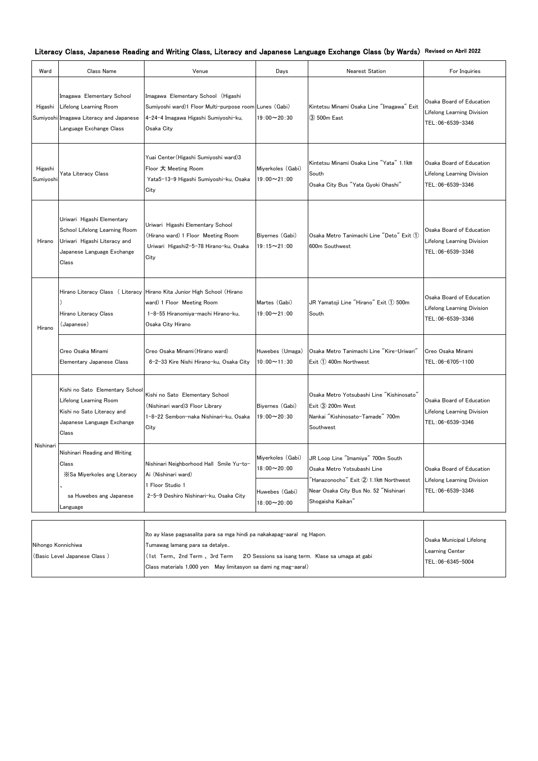## Literacy Class, Japanese Reading and Writing Class, Literacy and Japanese Language Exchange Class (by Wards) Revised on Abril 2022

| Ward | Class Name | Venue | Days | Nearest Station | For Inquiries |
|---|---|---|---|---|---|
| Higashi Sumiyoshi | Imagawa Elementary School Lifelong Learning Room Imagawa Literacy and Japanese Language Exchange Class | Imagawa Elementary School (Higashi Sumiyoshi ward)1 Floor Multi-purpose room 4-24-4 Imagawa Higashi Sumiyoshi-ku, Osaka City | Lunes (Gabi) 19:00～20:30 | Kintetsu Minami Osaka Line "Imagawa" Exit ③ 500m East | Osaka Board of Education Lifelong Learning Division TEL:06-6539-3346 |
| Higashi Sumiyoshi | Yata Literacy Class | Yuai Center(Higashi Sumiyoshi ward)3 Floor 大 Meeting Room Yata5-13-9 Higashi Sumiyoshi-ku, Osaka City | Miyerkoles (Gabi) 19:00～21:00 | Kintetsu Minami Osaka Line "Yata" 1.1㎞ South Osaka City Bus "Yata Gyoki Ohashi" | Osaka Board of Education Lifelong Learning Division TEL:06-6539-3346 |
| Hirano | Uriwari Higashi Elementary School Lifelong Learning Room Uriwari Higashi Literacy and Japanese Language Exchange Class | Uriwari Higashi Elementary School (Hirano ward) 1 Floor Meeting Room Uriwari Higashi2-5-78 Hirano-ku, Osaka City | Biyernes (Gabi) 19:15～21:00 | Osaka Metro Tanimachi Line "Deto" Exit ① 600m Southwest | Osaka Board of Education Lifelong Learning Division TEL:06-6539-3346 |
| Hirano | Hirano Literacy Class (Literacy) Hirano Literacy Class (Japanese) | Hirano Kita Junior High School (Hirano ward) 1 Floor Meeting Room 1-8-55 Hiranomiya-machi Hirano-ku, Osaka City Hirano | Martes (Gabi) 19:00～21:00 | JR Yamatoji Line "Hirano" Exit ① 500m South | Osaka Board of Education Lifelong Learning Division TEL:06-6539-3346 |
| Hirano | Creo Osaka Minami Elementary Japanese Class | Creo Osaka Minami(Hirano ward) 6-2-33 Kire Nishi Hirano-ku, Osaka City | Huwebes (Umaga) 10:00～11:30 | Osaka Metro Tanimachi Line "Kire-Uriwari" Exit ① 400m Northwest | Creo Osaka Minami TEL:06-6705-1100 |
| Nishinari | Kishi no Sato Elementary School Lifelong Learning Room Kishi no Sato Literacy and Japanese Language Exchange Class | Kishi no Sato Elementary School (Nishinari ward)3 Floor Library 1-8-22 Sembon-naka Nishinari-ku, Osaka City | Biyernes (Gabi) 19:00～20:30 | Osaka Metro Yotsubashi Line "Kishinosato" Exit ③ 200m West Nankai "Kishinosato-Tamade" 700m Southwest | Osaka Board of Education Lifelong Learning Division TEL:06-6539-3346 |
| Nishinari | Nishinari Reading and Writing Class ※Sa Miyerkoles ang Literacy、sa Huwebes ang Japanese Language | Nishinari Neighborhood Hall Smile Yu-to-Ai (Nishinari ward) 1 Floor Studio 1 2-5-9 Deshiro Nishinari-ku, Osaka City | Miyerkoles (Gabi) 18:00～20:00 Huwebes (Gabi) 18:00～20:00 | JR Loop Line "Imamiya" 700m South Osaka Metro Yotsubashi Line "Hanazonocho" Exit ② 1.1㎞ Northwest Near Osaka City Bus No. 52 "Nishinari Shogaisha Kaikan" | Osaka Board of Education Lifelong Learning Division TEL:06-6539-3346 |

| | | |
|---|---|---|
| Nihongo Konnichiwa (Basic Level Japanese Class) | Ito ay klase pagsasalita para sa mga hindi pa nakakapag-aaral ng Hapon. Tumawag lamang para sa detalye.. (1st Term、2nd Term 、3rd Term 20 Sessions sa isang term. Klase sa umaga at gabi Class materials 1,000 yen May limitasyon sa dami ng mag-aaral) | Osaka Municipal Lifelong Learning Center TEL:06-6345-5004 |